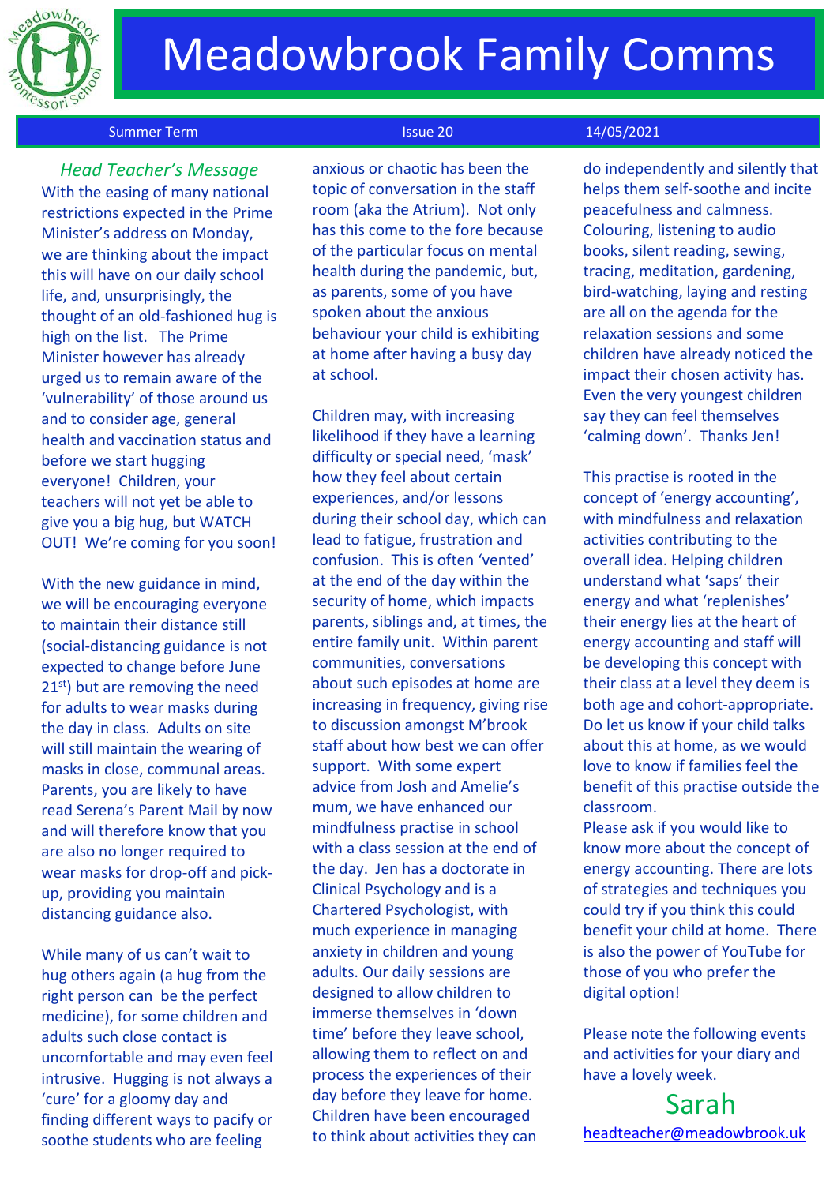# Meadowbrook Family Comms

Summer Term | Issue 20 | 14/05/2021

## *Head Teacher's Message*

With the easing of many national restrictions expected in the Prime Minister's address on Monday, we are thinking about the impact this will have on our daily school life, and, unsurprisingly, the thought of an old-fashioned hug is high on the list. The Prime Minister however has already urged us to remain aware of the 'vulnerability' of those around us and to consider age, general health and vaccination status and before we start hugging everyone! Children, your teachers will not yet be able to give you a big hug, but WATCH OUT! We're coming for you soon!

With the new guidance in mind, we will be encouraging everyone to maintain their distance still (social-distancing guidance is not expected to change before June 21st) but are removing the need for adults to wear masks during the day in class. Adults on site will still maintain the wearing of masks in close, communal areas. Parents, you are likely to have read Serena's Parent Mail by now and will therefore know that you are also no longer required to wear masks for drop-off and pick-up, providing you maintain distancing guidance also.

While many of us can't wait to hug others again (a hug from the right person can be the perfect medicine), for some children and adults such close contact is uncomfortable and may even feel intrusive. Hugging is not always a 'cure' for a gloomy day and finding different ways to pacify or soothe students who are feeling anxious or chaotic has been the topic of conversation in the staff room (aka the Atrium). Not only has this come to the fore because of the particular focus on mental health during the pandemic, but, as parents, some of you have spoken about the anxious behaviour your child is exhibiting at home after having a busy day at school.

Children may, with increasing likelihood if they have a learning difficulty or special need, 'mask' how they feel about certain experiences, and/or lessons during their school day, which can lead to fatigue, frustration and confusion. This is often 'vented' at the end of the day within the security of home, which impacts parents, siblings and, at times, the entire family unit. Within parent communities, conversations about such episodes at home are increasing in frequency, giving rise to discussion amongst M'brook staff about how best we can offer support. With some expert advice from Josh and Amelie's mum, we have enhanced our mindfulness practise in school with a class session at the end of the day. Jen has a doctorate in Clinical Psychology and is a Chartered Psychologist, with much experience in managing anxiety in children and young adults. Our daily sessions are designed to allow children to immerse themselves in 'down time' before they leave school, allowing them to reflect on and process the experiences of their day before they leave for home. Children have been encouraged to think about activities they can do independently and silently that helps them self-soothe and incite peacefulness and calmness. Colouring, listening to audio books, silent reading, sewing, tracing, meditation, gardening, bird-watching, laying and resting are all on the agenda for the relaxation sessions and some children have already noticed the impact their chosen activity has. Even the very youngest children say they can feel themselves 'calming down'. Thanks Jen!

This practise is rooted in the concept of 'energy accounting', with mindfulness and relaxation activities contributing to the overall idea. Helping children understand what 'saps' their energy and what 'replenishes' their energy lies at the heart of energy accounting and staff will be developing this concept with their class at a level they deem is both age and cohort-appropriate. Do let us know if your child talks about this at home, as we would love to know if families feel the benefit of this practise outside the classroom.

Please ask if you would like to know more about the concept of energy accounting. There are lots of strategies and techniques you could try if you think this could benefit your child at home. There is also the power of YouTube for those of you who prefer the digital option!

Please note the following events and activities for your diary and have a lovely week.

Sarah

headteacher@meadowbrook.uk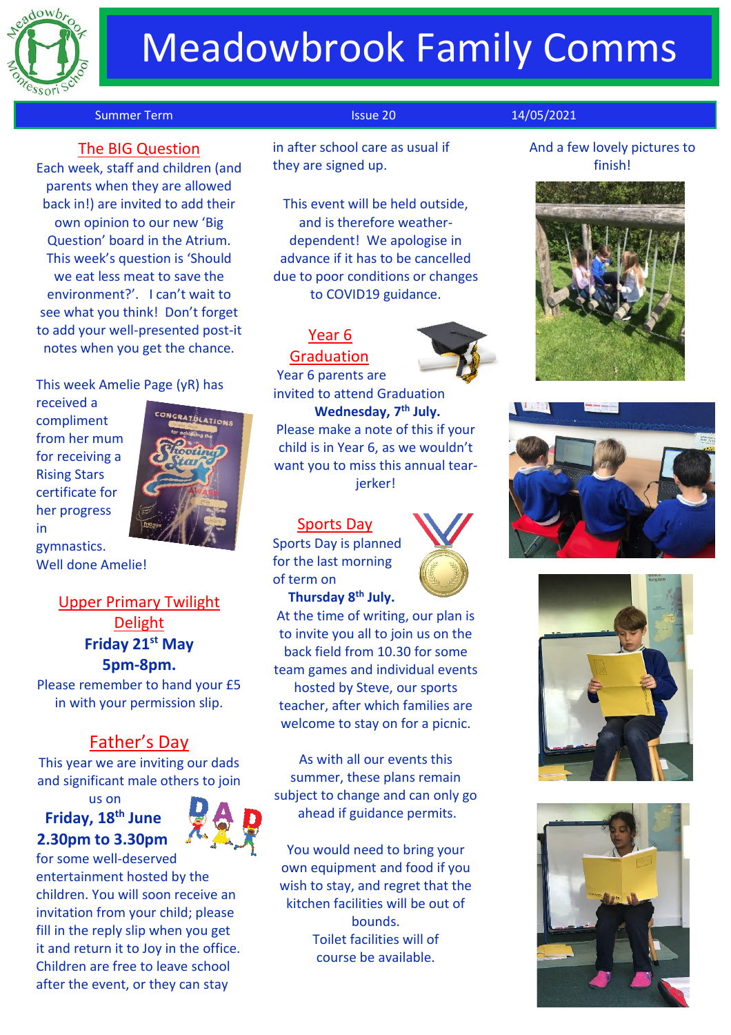# Meadowbrook Family Comms

Summer Term | Issue 20 | 14/05/2021

## The BIG Question

Each week, staff and children (and parents when they are allowed back in!) are invited to add their own opinion to our new 'Big Question' board in the Atrium. This week's question is 'Should we eat less meat to save the environment?'. I can't wait to see what you think! Don't forget to add your well-presented post-it notes when you get the chance.

This week Amelie Page (yR) has received a compliment from her mum for receiving a Rising Stars certificate for her progress in gymnastics. Well done Amelie!

## Upper Primary Twilight Delight

**Friday 21st May**
**5pm-8pm.**

Please remember to hand your £5 in with your permission slip.

## Father's Day

This year we are inviting our dads and significant male others to join us on

**Friday, 18th June**
**2.30pm to 3.30pm**

for some well-deserved entertainment hosted by the children. You will soon receive an invitation from your child; please fill in the reply slip when you get it and return it to Joy in the office. Children are free to leave school after the event, or they can stay in after school care as usual if they are signed up.

This event will be held outside, and is therefore weather-dependent! We apologise in advance if it has to be cancelled due to poor conditions or changes to COVID19 guidance.

## Year 6 Graduation

Year 6 parents are invited to attend Graduation **Wednesday, 7th July.** Please make a note of this if your child is in Year 6, as we wouldn't want you to miss this annual tear-jerker!

## Sports Day

Sports Day is planned for the last morning of term on **Thursday 8th July.** At the time of writing, our plan is to invite you all to join us on the back field from 10.30 for some team games and individual events hosted by Steve, our sports teacher, after which families are welcome to stay on for a picnic.

As with all our events this summer, these plans remain subject to change and can only go ahead if guidance permits.

You would need to bring your own equipment and food if you wish to stay, and regret that the kitchen facilities will be out of bounds.
Toilet facilities will of course be available.

And a few lovely pictures to finish!